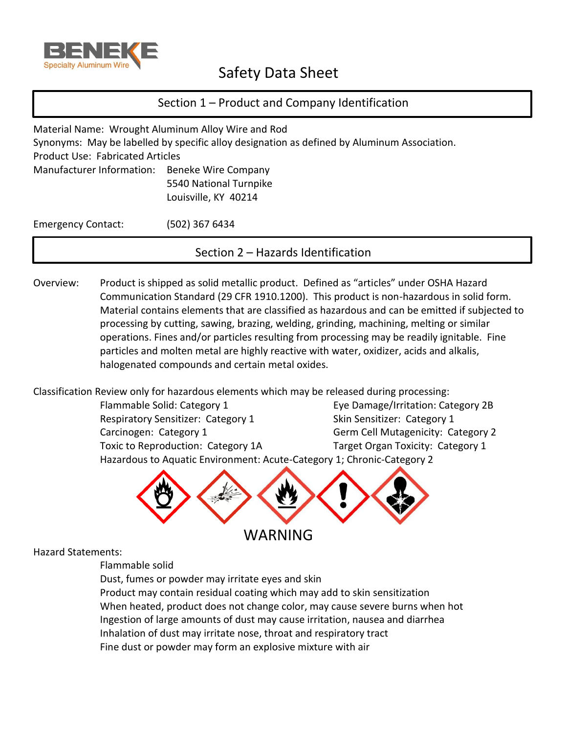BENEKE
Specialty Aluminum Wire

# Safety Data Sheet

## Section 1 – Product and Company Identification

Material Name: Wrought Aluminum Alloy Wire and Rod
Synonyms: May be labelled by specific alloy designation as defined by Aluminum Association.
Product Use: Fabricated Articles
Manufacturer Information: Beneke Wire Company
5540 National Turnpike
Louisville, KY 40214

Emergency Contact: (502) 367 6434

## Section 2 – Hazards Identification

Overview: Product is shipped as solid metallic product. Defined as "articles" under OSHA Hazard Communication Standard (29 CFR 1910.1200). This product is non-hazardous in solid form. Material contains elements that are classified as hazardous and can be emitted if subjected to processing by cutting, sawing, brazing, welding, grinding, machining, melting or similar operations. Fines and/or particles resulting from processing may be readily ignitable. Fine particles and molten metal are highly reactive with water, oxidizer, acids and alkalis, halogenated compounds and certain metal oxides.

Classification Review only for hazardous elements which may be released during processing:

- Flammable Solid: Category 1
- Eye Damage/Irritation: Category 2B
- Respiratory Sensitizer: Category 1
- Skin Sensitizer: Category 1
- Carcinogen: Category 1
- Germ Cell Mutagenicity: Category 2
- Toxic to Reproduction: Category 1A
- Target Organ Toxicity: Category 1
- Hazardous to Aquatic Environment: Acute-Category 1; Chronic-Category 2

WARNING

Hazard Statements:

- Flammable solid
- Dust, fumes or powder may irritate eyes and skin
- Product may contain residual coating which may add to skin sensitization
- When heated, product does not change color, may cause severe burns when hot
- Ingestion of large amounts of dust may cause irritation, nausea and diarrhea
- Inhalation of dust may irritate nose, throat and respiratory tract
- Fine dust or powder may form an explosive mixture with air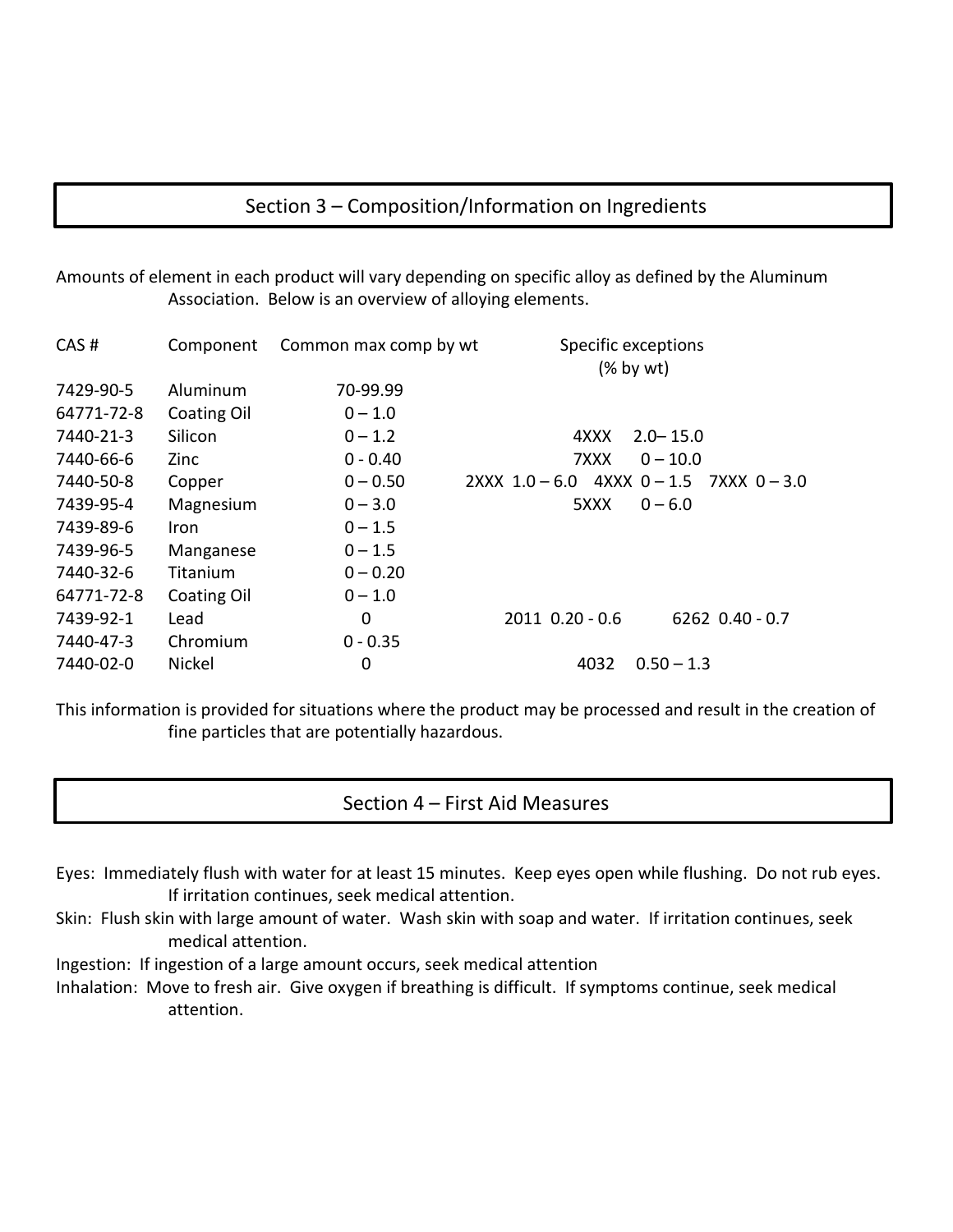## Section 3 – Composition/Information on Ingredients

Amounts of element in each product will vary depending on specific alloy as defined by the Aluminum Association. Below is an overview of alloying elements.

| CAS # | Component | Common max comp by wt | Specific exceptions (% by wt) |
|---|---|---|---|
| 7429-90-5 | Aluminum | 70-99.99 | |
| 64771-72-8 | Coating Oil | 0 – 1.0 | |
| 7440-21-3 | Silicon | 0 – 1.2 | 4XXX 2.0– 15.0 |
| 7440-66-6 | Zinc | 0 - 0.40 | 7XXX 0 – 10.0 |
| 7440-50-8 | Copper | 0 – 0.50 | 2XXX 1.0 – 6.0 4XXX 0 – 1.5 7XXX 0 – 3.0 |
| 7439-95-4 | Magnesium | 0 – 3.0 | 5XXX 0 – 6.0 |
| 7439-89-6 | Iron | 0 – 1.5 | |
| 7439-96-5 | Manganese | 0 – 1.5 | |
| 7440-32-6 | Titanium | 0 – 0.20 | |
| 64771-72-8 | Coating Oil | 0 – 1.0 | |
| 7439-92-1 | Lead | 0 | 2011 0.20 - 0.6 6262 0.40 - 0.7 |
| 7440-47-3 | Chromium | 0 - 0.35 | |
| 7440-02-0 | Nickel | 0 | 4032 0.50 – 1.3 |

This information is provided for situations where the product may be processed and result in the creation of fine particles that are potentially hazardous.

## Section 4 – First Aid Measures

Eyes: Immediately flush with water for at least 15 minutes. Keep eyes open while flushing. Do not rub eyes. If irritation continues, seek medical attention.

Skin: Flush skin with large amount of water. Wash skin with soap and water. If irritation continues, seek medical attention.

Ingestion: If ingestion of a large amount occurs, seek medical attention

Inhalation: Move to fresh air. Give oxygen if breathing is difficult. If symptoms continue, seek medical attention.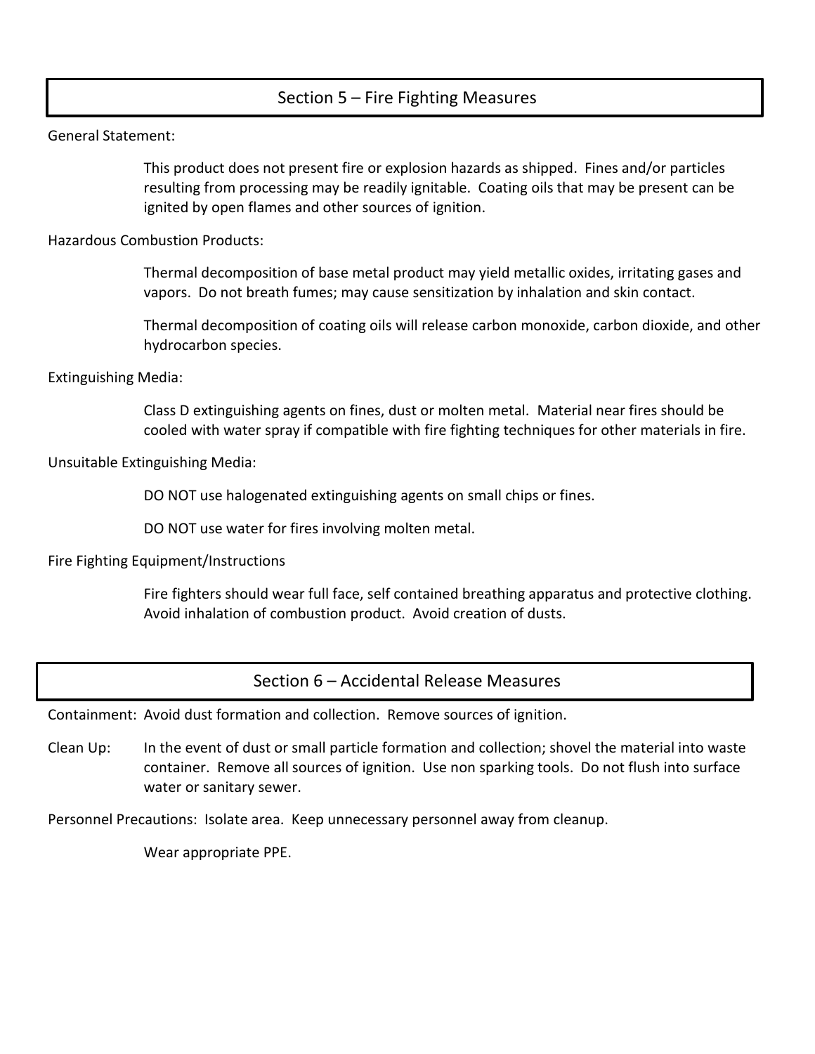## Section 5 – Fire Fighting Measures

General Statement:

This product does not present fire or explosion hazards as shipped. Fines and/or particles resulting from processing may be readily ignitable. Coating oils that may be present can be ignited by open flames and other sources of ignition.

Hazardous Combustion Products:

Thermal decomposition of base metal product may yield metallic oxides, irritating gases and vapors. Do not breath fumes; may cause sensitization by inhalation and skin contact.

Thermal decomposition of coating oils will release carbon monoxide, carbon dioxide, and other hydrocarbon species.

Extinguishing Media:

Class D extinguishing agents on fines, dust or molten metal. Material near fires should be cooled with water spray if compatible with fire fighting techniques for other materials in fire.

Unsuitable Extinguishing Media:

DO NOT use halogenated extinguishing agents on small chips or fines.

DO NOT use water for fires involving molten metal.

Fire Fighting Equipment/Instructions

Fire fighters should wear full face, self contained breathing apparatus and protective clothing. Avoid inhalation of combustion product. Avoid creation of dusts.

## Section 6 – Accidental Release Measures

Containment: Avoid dust formation and collection. Remove sources of ignition.

Clean Up: In the event of dust or small particle formation and collection; shovel the material into waste container. Remove all sources of ignition. Use non sparking tools. Do not flush into surface water or sanitary sewer.

Personnel Precautions: Isolate area. Keep unnecessary personnel away from cleanup.

Wear appropriate PPE.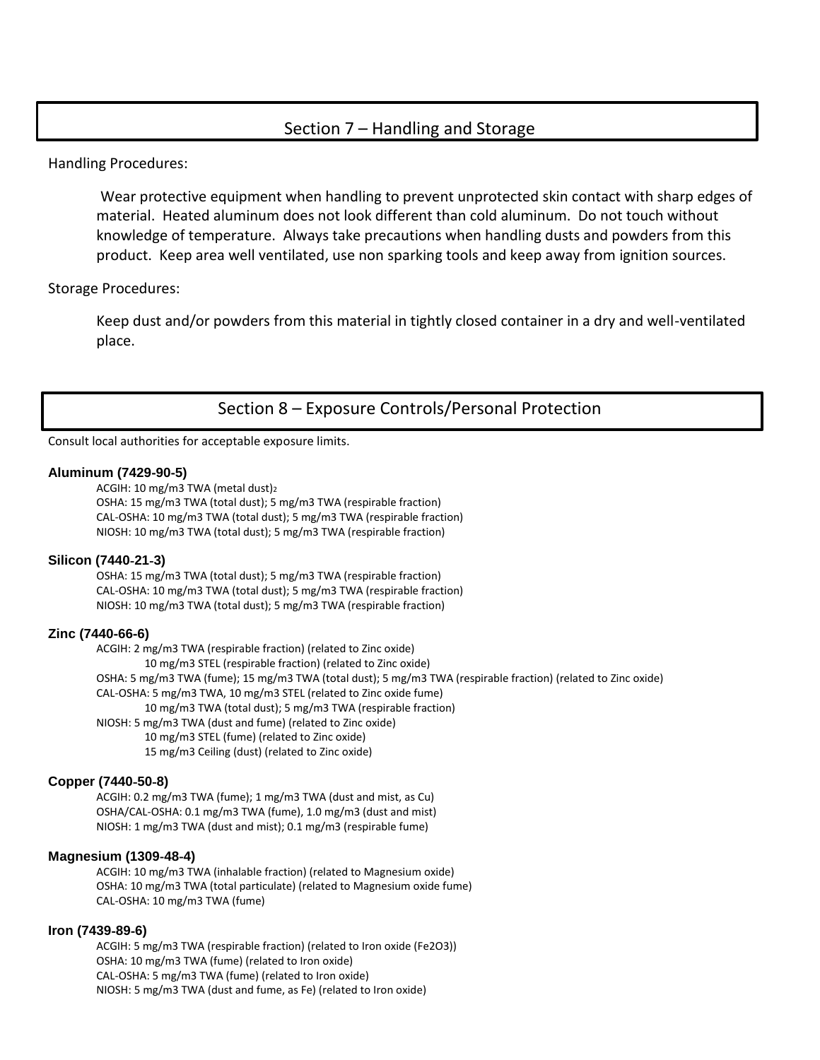## Section 7 – Handling and Storage

Handling Procedures:

Wear protective equipment when handling to prevent unprotected skin contact with sharp edges of material. Heated aluminum does not look different than cold aluminum. Do not touch without knowledge of temperature. Always take precautions when handling dusts and powders from this product. Keep area well ventilated, use non sparking tools and keep away from ignition sources.

Storage Procedures:

Keep dust and/or powders from this material in tightly closed container in a dry and well-ventilated place.

## Section 8 – Exposure Controls/Personal Protection

Consult local authorities for acceptable exposure limits.

**Aluminum (7429-90-5)**

ACGIH: 10 mg/m3 TWA (metal dust)[2]
OSHA: 15 mg/m3 TWA (total dust); 5 mg/m3 TWA (respirable fraction)
CAL-OSHA: 10 mg/m3 TWA (total dust); 5 mg/m3 TWA (respirable fraction)
NIOSH: 10 mg/m3 TWA (total dust); 5 mg/m3 TWA (respirable fraction)

**Silicon (7440-21-3)**

OSHA: 15 mg/m3 TWA (total dust); 5 mg/m3 TWA (respirable fraction)
CAL-OSHA: 10 mg/m3 TWA (total dust); 5 mg/m3 TWA (respirable fraction)
NIOSH: 10 mg/m3 TWA (total dust); 5 mg/m3 TWA (respirable fraction)

**Zinc (7440-66-6)**

ACGIH: 2 mg/m3 TWA (respirable fraction) (related to Zinc oxide)
10 mg/m3 STEL (respirable fraction) (related to Zinc oxide)
OSHA: 5 mg/m3 TWA (fume); 15 mg/m3 TWA (total dust); 5 mg/m3 TWA (respirable fraction) (related to Zinc oxide)
CAL-OSHA: 5 mg/m3 TWA, 10 mg/m3 STEL (related to Zinc oxide fume)
10 mg/m3 TWA (total dust); 5 mg/m3 TWA (respirable fraction)
NIOSH: 5 mg/m3 TWA (dust and fume) (related to Zinc oxide)
10 mg/m3 STEL (fume) (related to Zinc oxide)
15 mg/m3 Ceiling (dust) (related to Zinc oxide)

**Copper (7440-50-8)**

ACGIH: 0.2 mg/m3 TWA (fume); 1 mg/m3 TWA (dust and mist, as Cu)
OSHA/CAL-OSHA: 0.1 mg/m3 TWA (fume), 1.0 mg/m3 (dust and mist)
NIOSH: 1 mg/m3 TWA (dust and mist); 0.1 mg/m3 (respirable fume)

**Magnesium (1309-48-4)**

ACGIH: 10 mg/m3 TWA (inhalable fraction) (related to Magnesium oxide)
OSHA: 10 mg/m3 TWA (total particulate) (related to Magnesium oxide fume)
CAL-OSHA: 10 mg/m3 TWA (fume)

**Iron (7439-89-6)**

ACGIH: 5 mg/m3 TWA (respirable fraction) (related to Iron oxide ($Fe_2O_3$))
OSHA: 10 mg/m3 TWA (fume) (related to Iron oxide)
CAL-OSHA: 5 mg/m3 TWA (fume) (related to Iron oxide)
NIOSH: 5 mg/m3 TWA (dust and fume, as Fe) (related to Iron oxide)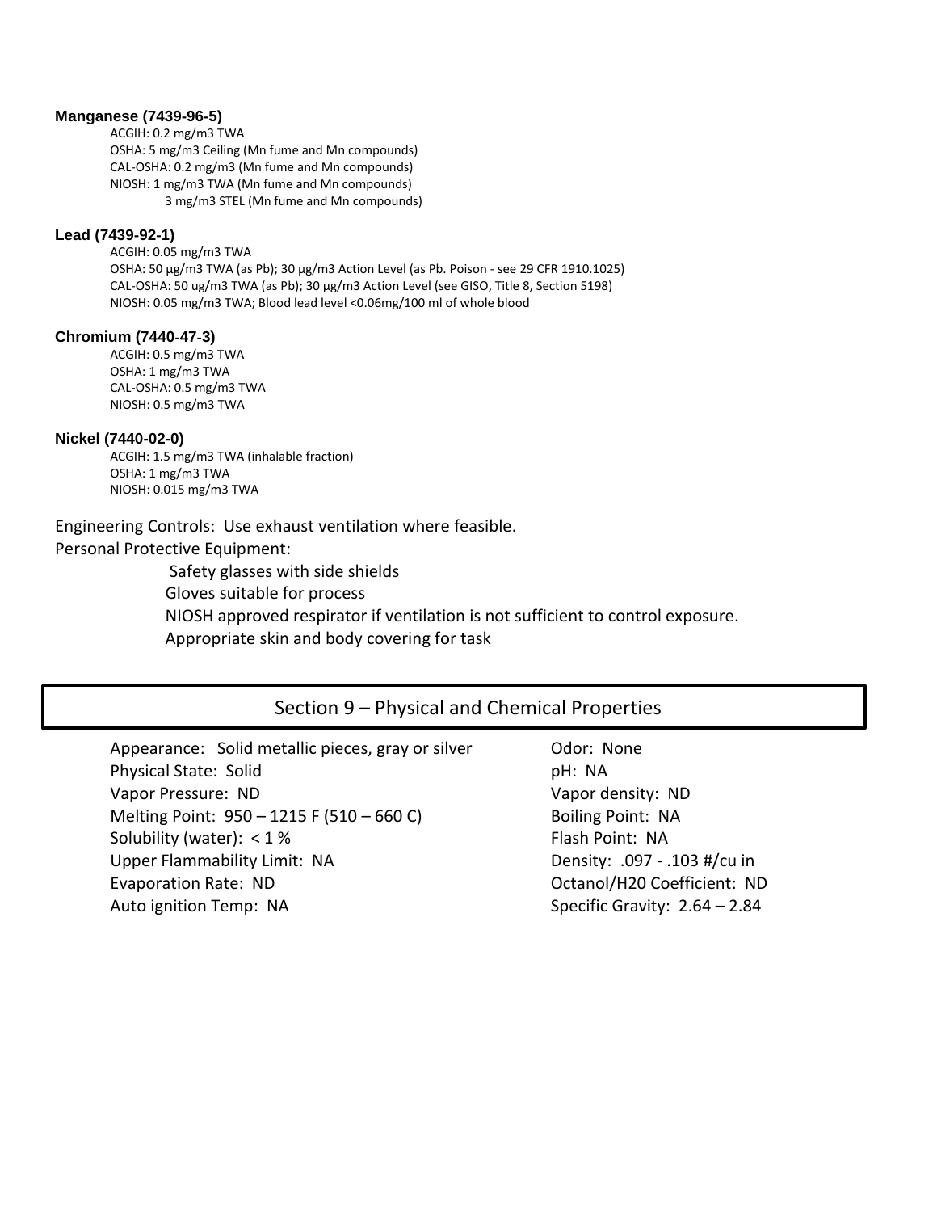**Manganese (7439-96-5)**

ACGIH: 0.2 mg/m3 TWA
OSHA: 5 mg/m3 Ceiling (Mn fume and Mn compounds)
CAL-OSHA: 0.2 mg/m3 (Mn fume and Mn compounds)
NIOSH: 1 mg/m3 TWA (Mn fume and Mn compounds)
3 mg/m3 STEL (Mn fume and Mn compounds)

**Lead (7439-92-1)**

ACGIH: 0.05 mg/m3 TWA
OSHA: 50 µg/m3 TWA (as Pb); 30 µg/m3 Action Level (as Pb. Poison - see 29 CFR 1910.1025)
CAL-OSHA: 50 ug/m3 TWA (as Pb); 30 µg/m3 Action Level (see GISO, Title 8, Section 5198)
NIOSH: 0.05 mg/m3 TWA; Blood lead level <0.06mg/100 ml of whole blood

**Chromium (7440-47-3)**

ACGIH: 0.5 mg/m3 TWA
OSHA: 1 mg/m3 TWA
CAL-OSHA: 0.5 mg/m3 TWA
NIOSH: 0.5 mg/m3 TWA

**Nickel (7440-02-0)**

ACGIH: 1.5 mg/m3 TWA (inhalable fraction)
OSHA: 1 mg/m3 TWA
NIOSH: 0.015 mg/m3 TWA

Engineering Controls: Use exhaust ventilation where feasible.

Personal Protective Equipment:

- Safety glasses with side shields
- Gloves suitable for process
- NIOSH approved respirator if ventilation is not sufficient to control exposure.
- Appropriate skin and body covering for task

## Section 9 – Physical and Chemical Properties

Appearance: Solid metallic pieces, gray or silver
Physical State: Solid
Vapor Pressure: ND
Melting Point: 950 – 1215 F (510 – 660 C)
Solubility (water): < 1 %
Upper Flammability Limit: NA
Evaporation Rate: ND
Auto ignition Temp: NA

Odor: None
pH: NA
Vapor density: ND
Boiling Point: NA
Flash Point: NA
Density: .097 - .103 #/cu in
Octanol/H20 Coefficient: ND
Specific Gravity: 2.64 – 2.84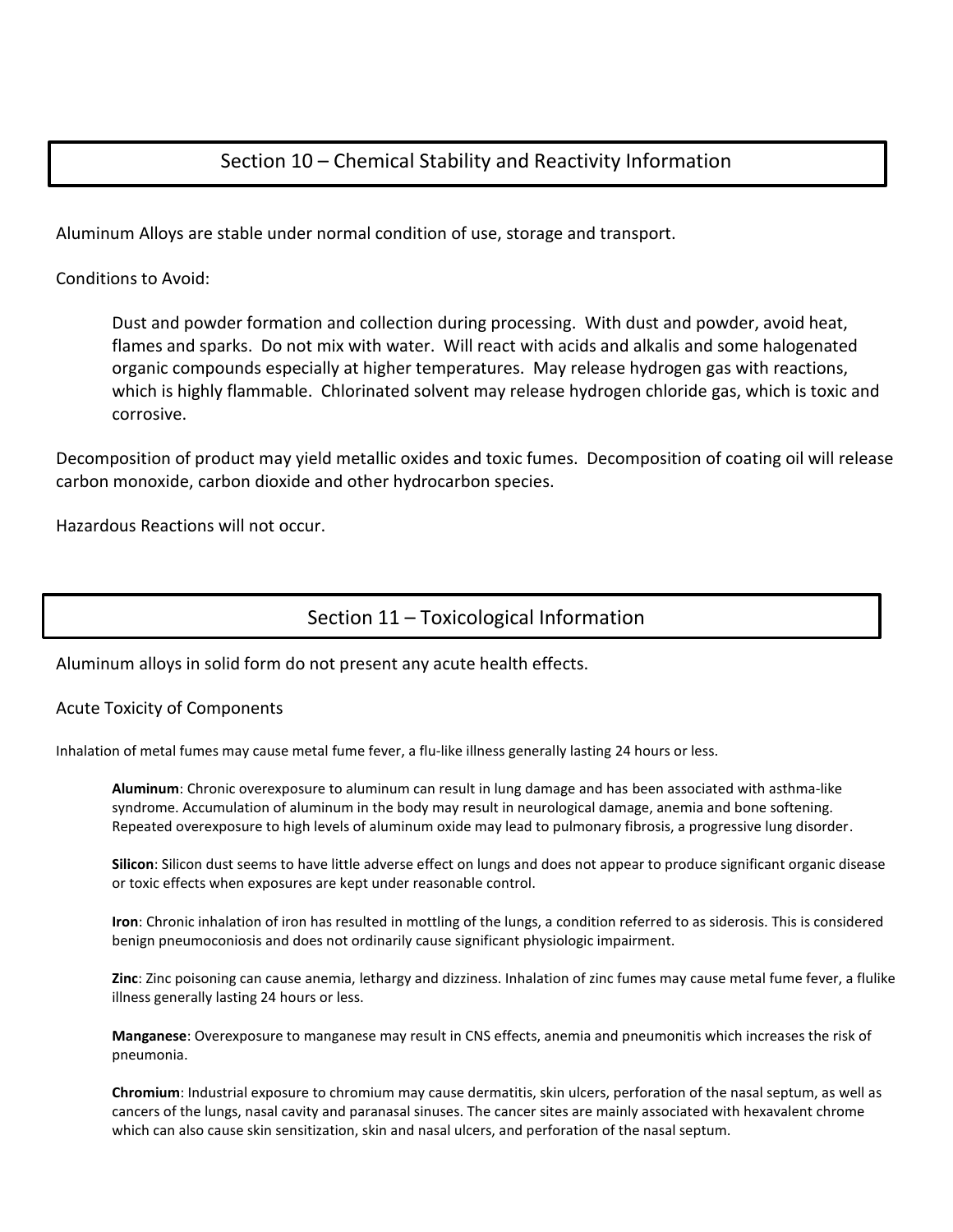## Section 10 – Chemical Stability and Reactivity Information

Aluminum Alloys are stable under normal condition of use, storage and transport.

Conditions to Avoid:

> Dust and powder formation and collection during processing. With dust and powder, avoid heat, flames and sparks. Do not mix with water. Will react with acids and alkalis and some halogenated organic compounds especially at higher temperatures. May release hydrogen gas with reactions, which is highly flammable. Chlorinated solvent may release hydrogen chloride gas, which is toxic and corrosive.

Decomposition of product may yield metallic oxides and toxic fumes. Decomposition of coating oil will release carbon monoxide, carbon dioxide and other hydrocarbon species.

Hazardous Reactions will not occur.

## Section 11 – Toxicological Information

Aluminum alloys in solid form do not present any acute health effects.

Acute Toxicity of Components

Inhalation of metal fumes may cause metal fume fever, a flu-like illness generally lasting 24 hours or less.

> **Aluminum**: Chronic overexposure to aluminum can result in lung damage and has been associated with asthma-like syndrome. Accumulation of aluminum in the body may result in neurological damage, anemia and bone softening. Repeated overexposure to high levels of aluminum oxide may lead to pulmonary fibrosis, a progressive lung disorder.
>
> **Silicon**: Silicon dust seems to have little adverse effect on lungs and does not appear to produce significant organic disease or toxic effects when exposures are kept under reasonable control.
>
> **Iron**: Chronic inhalation of iron has resulted in mottling of the lungs, a condition referred to as siderosis. This is considered benign pneumoconiosis and does not ordinarily cause significant physiologic impairment.
>
> **Zinc**: Zinc poisoning can cause anemia, lethargy and dizziness. Inhalation of zinc fumes may cause metal fume fever, a flulike illness generally lasting 24 hours or less.
>
> **Manganese**: Overexposure to manganese may result in CNS effects, anemia and pneumonitis which increases the risk of pneumonia.
>
> **Chromium**: Industrial exposure to chromium may cause dermatitis, skin ulcers, perforation of the nasal septum, as well as cancers of the lungs, nasal cavity and paranasal sinuses. The cancer sites are mainly associated with hexavalent chrome which can also cause skin sensitization, skin and nasal ulcers, and perforation of the nasal septum.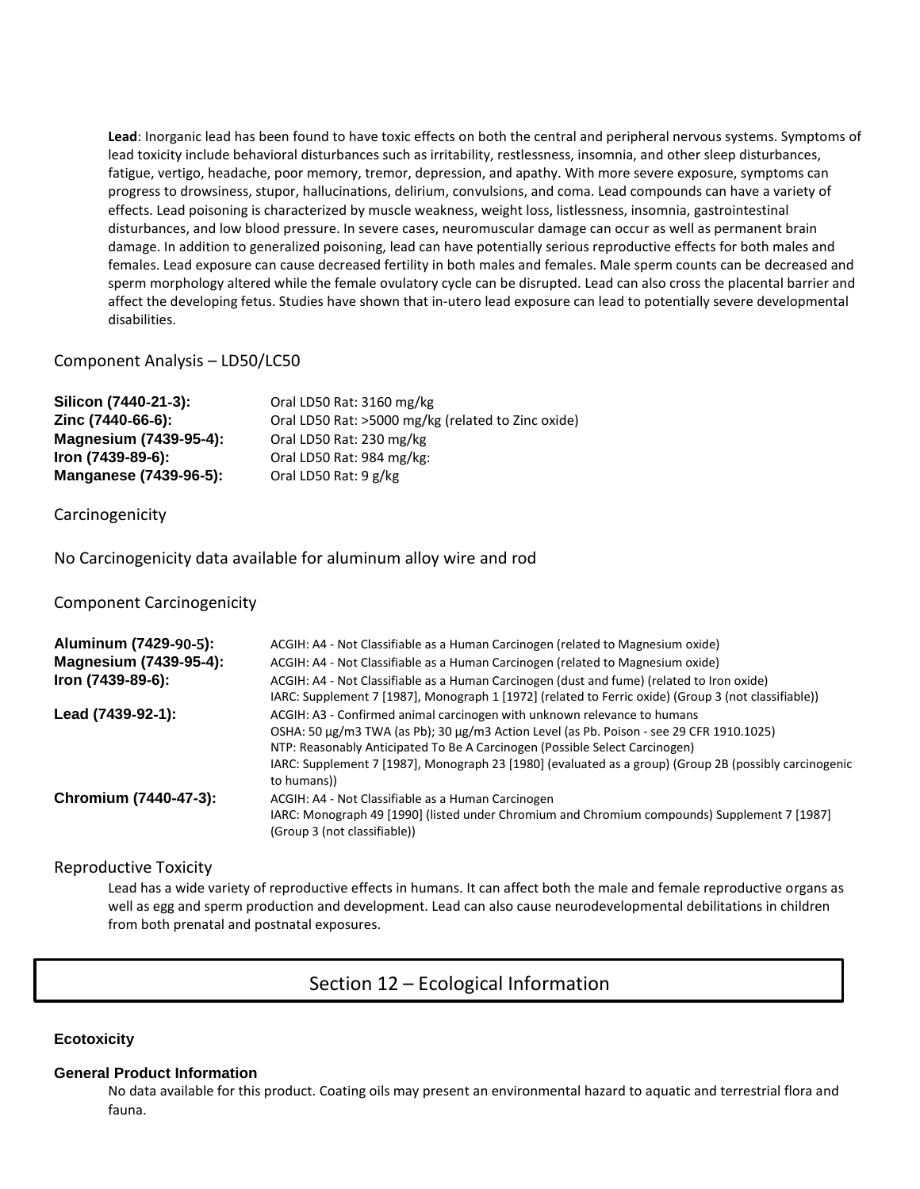**Lead**: Inorganic lead has been found to have toxic effects on both the central and peripheral nervous systems. Symptoms of lead toxicity include behavioral disturbances such as irritability, restlessness, insomnia, and other sleep disturbances, fatigue, vertigo, headache, poor memory, tremor, depression, and apathy. With more severe exposure, symptoms can progress to drowsiness, stupor, hallucinations, delirium, convulsions, and coma. Lead compounds can have a variety of effects. Lead poisoning is characterized by muscle weakness, weight loss, listlessness, insomnia, gastrointestinal disturbances, and low blood pressure. In severe cases, neuromuscular damage can occur as well as permanent brain damage. In addition to generalized poisoning, lead can have potentially serious reproductive effects for both males and females. Lead exposure can cause decreased fertility in both males and females. Male sperm counts can be decreased and sperm morphology altered while the female ovulatory cycle can be disrupted. Lead can also cross the placental barrier and affect the developing fetus. Studies have shown that in-utero lead exposure can lead to potentially severe developmental disabilities.

### Component Analysis – LD50/LC50

| | |
|---|---|
| **Silicon (7440-21-3):** | Oral LD50 Rat: 3160 mg/kg |
| **Zinc (7440-66-6):** | Oral LD50 Rat: >5000 mg/kg (related to Zinc oxide) |
| **Magnesium (7439-95-4):** | Oral LD50 Rat: 230 mg/kg |
| **Iron (7439-89-6):** | Oral LD50 Rat: 984 mg/kg: |
| **Manganese (7439-96-5):** | Oral LD50 Rat: 9 g/kg |

### Carcinogenicity

No Carcinogenicity data available for aluminum alloy wire and rod

### Component Carcinogenicity

| | |
|---|---|
| **Aluminum (7429-90-5):** | ACGIH: A4 - Not Classifiable as a Human Carcinogen (related to Magnesium oxide) |
| **Magnesium (7439-95-4):** | ACGIH: A4 - Not Classifiable as a Human Carcinogen (related to Magnesium oxide) |
| **Iron (7439-89-6):** | ACGIH: A4 - Not Classifiable as a Human Carcinogen (dust and fume) (related to Iron oxide)<br>IARC: Supplement 7 [1987], Monograph 1 [1972] (related to Ferric oxide) (Group 3 (not classifiable)) |
| **Lead (7439-92-1):** | ACGIH: A3 - Confirmed animal carcinogen with unknown relevance to humans<br>OSHA: 50 µg/m3 TWA (as Pb); 30 µg/m3 Action Level (as Pb. Poison - see 29 CFR 1910.1025)<br>NTP: Reasonably Anticipated To Be A Carcinogen (Possible Select Carcinogen)<br>IARC: Supplement 7 [1987], Monograph 23 [1980] (evaluated as a group) (Group 2B (possibly carcinogenic to humans)) |
| **Chromium (7440-47-3):** | ACGIH: A4 - Not Classifiable as a Human Carcinogen<br>IARC: Monograph 49 [1990] (listed under Chromium and Chromium compounds) Supplement 7 [1987] (Group 3 (not classifiable)) |

### Reproductive Toxicity

Lead has a wide variety of reproductive effects in humans. It can affect both the male and female reproductive organs as well as egg and sperm production and development. Lead can also cause neurodevelopmental debilitations in children from both prenatal and postnatal exposures.

## Section 12 – Ecological Information

**Ecotoxicity**

**General Product Information**

No data available for this product. Coating oils may present an environmental hazard to aquatic and terrestrial flora and fauna.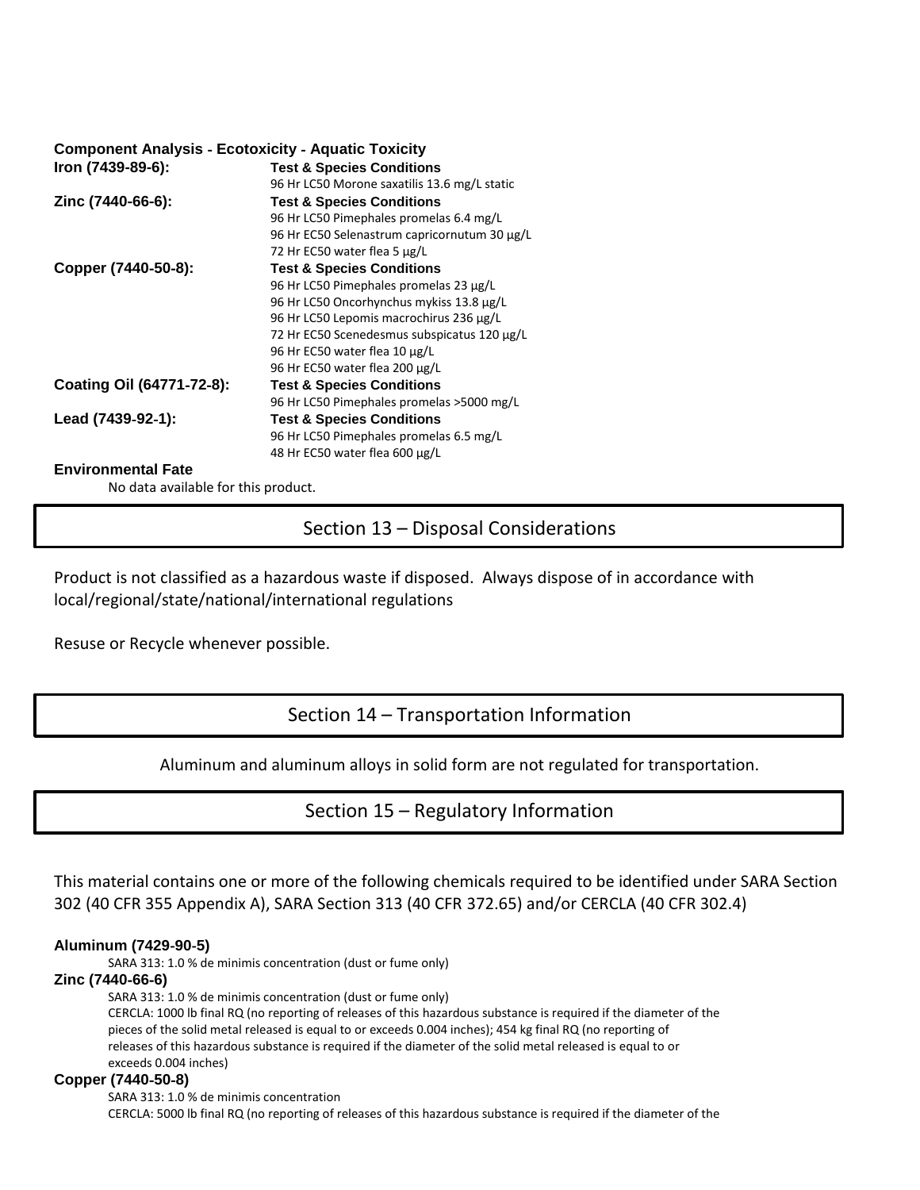### Component Analysis - Ecotoxicity - Aquatic Toxicity

| | |
|---|---|
| **Iron (7439-89-6):** | **Test & Species Conditions** |
| | 96 Hr LC50 Morone saxatilis 13.6 mg/L static |
| **Zinc (7440-66-6):** | **Test & Species Conditions** |
| | 96 Hr LC50 Pimephales promelas 6.4 mg/L |
| | 96 Hr EC50 Selenastrum capricornutum 30 µg/L |
| | 72 Hr EC50 water flea 5 µg/L |
| **Copper (7440-50-8):** | **Test & Species Conditions** |
| | 96 Hr LC50 Pimephales promelas 23 µg/L |
| | 96 Hr LC50 Oncorhynchus mykiss 13.8 µg/L |
| | 96 Hr LC50 Lepomis macrochirus 236 µg/L |
| | 72 Hr EC50 Scenedesmus subspicatus 120 µg/L |
| | 96 Hr EC50 water flea 10 µg/L |
| | 96 Hr EC50 water flea 200 µg/L |
| **Coating Oil (64771-72-8):** | **Test & Species Conditions** |
| | 96 Hr LC50 Pimephales promelas >5000 mg/L |
| **Lead (7439-92-1):** | **Test & Species Conditions** |
| | 96 Hr LC50 Pimephales promelas 6.5 mg/L |
| | 48 Hr EC50 water flea 600 µg/L |

**Environmental Fate**

No data available for this product.

## Section 13 – Disposal Considerations

Product is not classified as a hazardous waste if disposed. Always dispose of in accordance with local/regional/state/national/international regulations

Resuse or Recycle whenever possible.

## Section 14 – Transportation Information

Aluminum and aluminum alloys in solid form are not regulated for transportation.

## Section 15 – Regulatory Information

This material contains one or more of the following chemicals required to be identified under SARA Section 302 (40 CFR 355 Appendix A), SARA Section 313 (40 CFR 372.65) and/or CERCLA (40 CFR 302.4)

**Aluminum (7429-90-5)**

SARA 313: 1.0 % de minimis concentration (dust or fume only)

**Zinc (7440-66-6)**

SARA 313: 1.0 % de minimis concentration (dust or fume only)
CERCLA: 1000 lb final RQ (no reporting of releases of this hazardous substance is required if the diameter of the pieces of the solid metal released is equal to or exceeds 0.004 inches); 454 kg final RQ (no reporting of releases of this hazardous substance is required if the diameter of the solid metal released is equal to or exceeds 0.004 inches)

**Copper (7440-50-8)**

SARA 313: 1.0 % de minimis concentration
CERCLA: 5000 lb final RQ (no reporting of releases of this hazardous substance is required if the diameter of the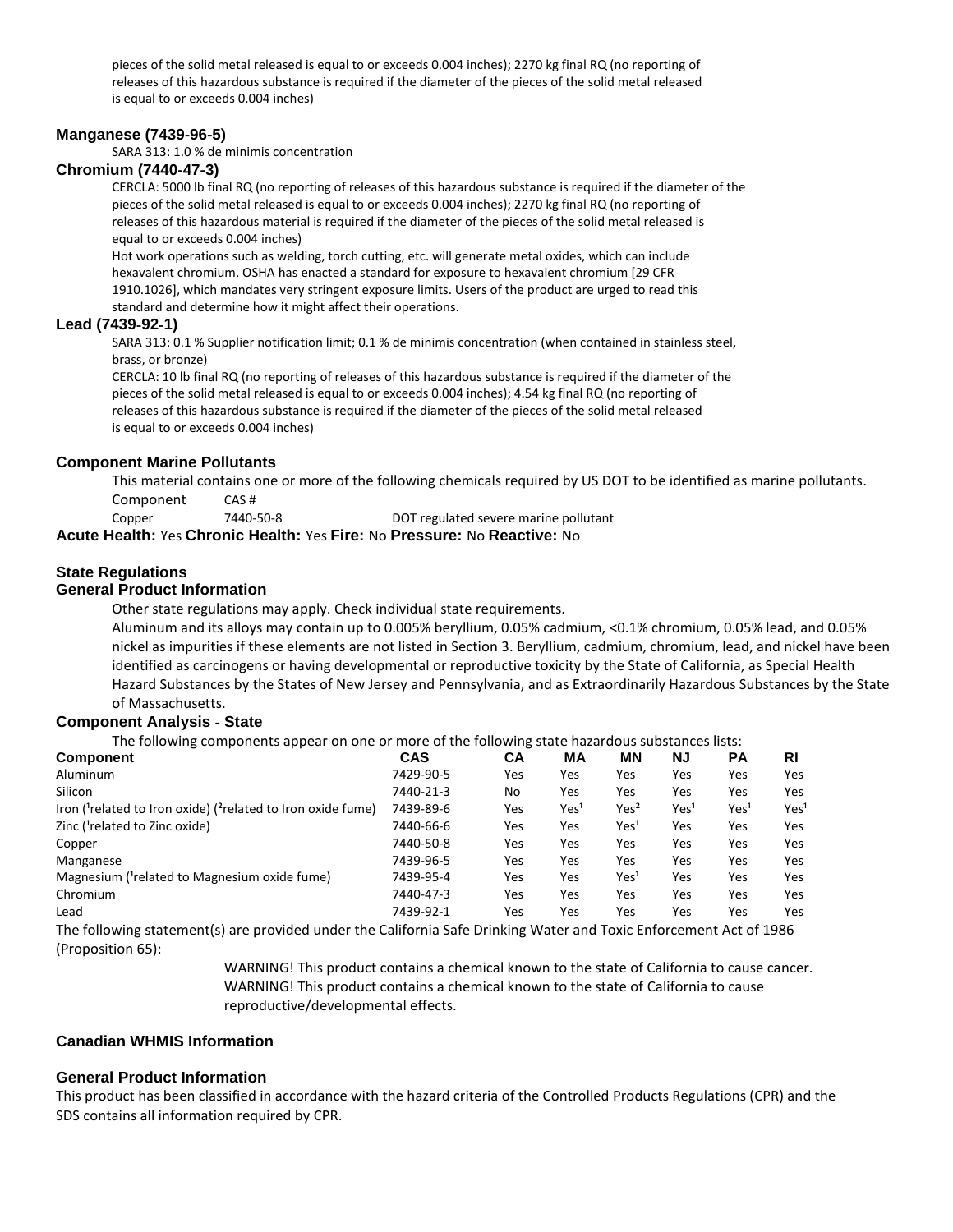pieces of the solid metal released is equal to or exceeds 0.004 inches); 2270 kg final RQ (no reporting of releases of this hazardous substance is required if the diameter of the pieces of the solid metal released is equal to or exceeds 0.004 inches)

### Manganese (7439-96-5)

SARA 313: 1.0 % de minimis concentration

### Chromium (7440-47-3)

CERCLA: 5000 lb final RQ (no reporting of releases of this hazardous substance is required if the diameter of the pieces of the solid metal released is equal to or exceeds 0.004 inches); 2270 kg final RQ (no reporting of releases of this hazardous material is required if the diameter of the pieces of the solid metal released is equal to or exceeds 0.004 inches)

Hot work operations such as welding, torch cutting, etc. will generate metal oxides, which can include hexavalent chromium. OSHA has enacted a standard for exposure to hexavalent chromium [29 CFR 1910.1026], which mandates very stringent exposure limits. Users of the product are urged to read this standard and determine how it might affect their operations.

### Lead (7439-92-1)

SARA 313: 0.1 % Supplier notification limit; 0.1 % de minimis concentration (when contained in stainless steel, brass, or bronze)

CERCLA: 10 lb final RQ (no reporting of releases of this hazardous substance is required if the diameter of the pieces of the solid metal released is equal to or exceeds 0.004 inches); 4.54 kg final RQ (no reporting of releases of this hazardous substance is required if the diameter of the pieces of the solid metal released is equal to or exceeds 0.004 inches)

### Component Marine Pollutants

This material contains one or more of the following chemicals required by US DOT to be identified as marine pollutants.

| Component | CAS # | |
|---|---|---|
| Copper | 7440-50-8 | DOT regulated severe marine pollutant |

**Acute Health:** Yes **Chronic Health:** Yes **Fire:** No **Pressure:** No **Reactive:** No

### State Regulations

### General Product Information

Other state regulations may apply. Check individual state requirements.

Aluminum and its alloys may contain up to 0.005% beryllium, 0.05% cadmium, <0.1% chromium, 0.05% lead, and 0.05% nickel as impurities if these elements are not listed in Section 3. Beryllium, cadmium, chromium, lead, and nickel have been identified as carcinogens or having developmental or reproductive toxicity by the State of California, as Special Health Hazard Substances by the States of New Jersey and Pennsylvania, and as Extraordinarily Hazardous Substances by the State of Massachusetts.

### Component Analysis - State

The following components appear on one or more of the following state hazardous substances lists:

| Component | CAS | CA | MA | MN | NJ | PA | RI |
|---|---|---|---|---|---|---|---|
| Aluminum | 7429-90-5 | Yes | Yes | Yes | Yes | Yes | Yes |
| Silicon | 7440-21-3 | No | Yes | Yes | Yes | Yes | Yes |
| Iron ([1]related to Iron oxide) ([2]related to Iron oxide fume) | 7439-89-6 | Yes | Yes[1] | Yes[2] | Yes[1] | Yes[1] | Yes[1] |
| Zinc ([1]related to Zinc oxide) | 7440-66-6 | Yes | Yes | Yes[1] | Yes | Yes | Yes |
| Copper | 7440-50-8 | Yes | Yes | Yes | Yes | Yes | Yes |
| Manganese | 7439-96-5 | Yes | Yes | Yes | Yes | Yes | Yes |
| Magnesium ([1]related to Magnesium oxide fume) | 7439-95-4 | Yes | Yes | Yes[1] | Yes | Yes | Yes |
| Chromium | 7440-47-3 | Yes | Yes | Yes | Yes | Yes | Yes |
| Lead | 7439-92-1 | Yes | Yes | Yes | Yes | Yes | Yes |

The following statement(s) are provided under the California Safe Drinking Water and Toxic Enforcement Act of 1986 (Proposition 65):

WARNING! This product contains a chemical known to the state of California to cause cancer.
WARNING! This product contains a chemical known to the state of California to cause reproductive/developmental effects.

### Canadian WHMIS Information

### General Product Information

This product has been classified in accordance with the hazard criteria of the Controlled Products Regulations (CPR) and the SDS contains all information required by CPR.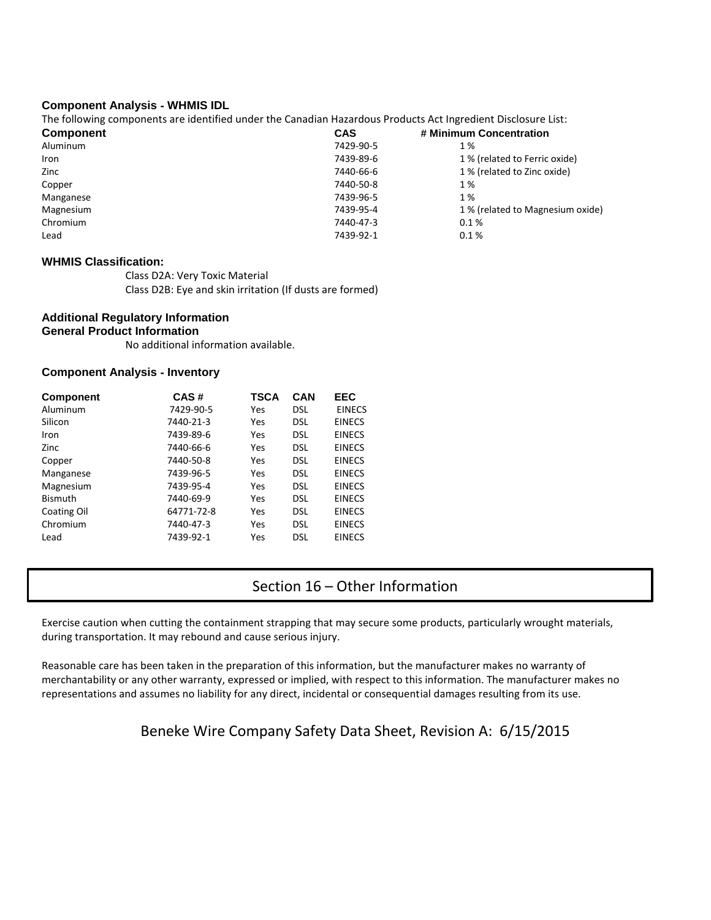### Component Analysis - WHMIS IDL

The following components are identified under the Canadian Hazardous Products Act Ingredient Disclosure List:

| Component | CAS | # Minimum Concentration |
|---|---|---|
| Aluminum | 7429-90-5 | 1 % |
| Iron | 7439-89-6 | 1 % (related to Ferric oxide) |
| Zinc | 7440-66-6 | 1 % (related to Zinc oxide) |
| Copper | 7440-50-8 | 1 % |
| Manganese | 7439-96-5 | 1 % |
| Magnesium | 7439-95-4 | 1 % (related to Magnesium oxide) |
| Chromium | 7440-47-3 | 0.1 % |
| Lead | 7439-92-1 | 0.1 % |

### WHMIS Classification:

Class D2A: Very Toxic Material
Class D2B: Eye and skin irritation (If dusts are formed)

### Additional Regulatory Information

### General Product Information

No additional information available.

### Component Analysis - Inventory

| Component | CAS # | TSCA | CAN | EEC |
|---|---|---|---|---|
| Aluminum | 7429-90-5 | Yes | DSL | EINECS |
| Silicon | 7440-21-3 | Yes | DSL | EINECS |
| Iron | 7439-89-6 | Yes | DSL | EINECS |
| Zinc | 7440-66-6 | Yes | DSL | EINECS |
| Copper | 7440-50-8 | Yes | DSL | EINECS |
| Manganese | 7439-96-5 | Yes | DSL | EINECS |
| Magnesium | 7439-95-4 | Yes | DSL | EINECS |
| Bismuth | 7440-69-9 | Yes | DSL | EINECS |
| Coating Oil | 64771-72-8 | Yes | DSL | EINECS |
| Chromium | 7440-47-3 | Yes | DSL | EINECS |
| Lead | 7439-92-1 | Yes | DSL | EINECS |

## Section 16 – Other Information

Exercise caution when cutting the containment strapping that may secure some products, particularly wrought materials, during transportation. It may rebound and cause serious injury.

Reasonable care has been taken in the preparation of this information, but the manufacturer makes no warranty of merchantability or any other warranty, expressed or implied, with respect to this information. The manufacturer makes no representations and assumes no liability for any direct, incidental or consequential damages resulting from its use.

Beneke Wire Company Safety Data Sheet, Revision A: 6/15/2015